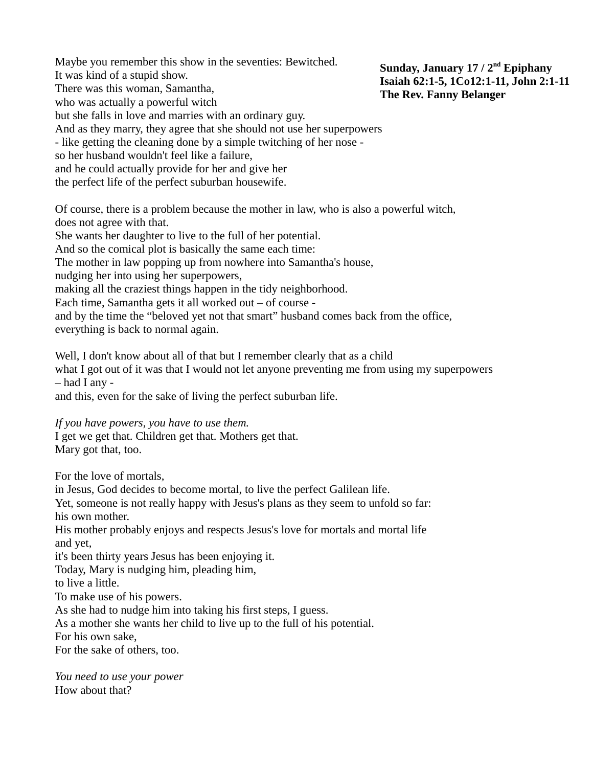**Sunday, January 17 / 2nd Epiphany**
**Isaiah 62:1-5, 1Co12:1-11, John 2:1-11**
**The Rev. Fanny Belanger**

Maybe you remember this show in the seventies: Bewitched.
It was kind of a stupid show.
There was this woman, Samantha,
who was actually a powerful witch
but she falls in love and marries with an ordinary guy.
And as they marry, they agree that she should not use her superpowers
- like getting the cleaning done by a simple twitching of her nose -
so her husband wouldn't feel like a failure,
and he could actually provide for her and give her
the perfect life of the perfect suburban housewife.

Of course, there is a problem because the mother in law, who is also a powerful witch,
does not agree with that.
She wants her daughter to live to the full of her potential.
And so the comical plot is basically the same each time:
The mother in law popping up from nowhere into Samantha's house,
nudging her into using her superpowers,
making all the craziest things happen in the tidy neighborhood.
Each time, Samantha gets it all worked out – of course -
and by the time the "beloved yet not that smart" husband comes back from the office,
everything is back to normal again.

Well, I don't know about all of that but I remember clearly that as a child
what I got out of it was that I would not let anyone preventing me from using my superpowers
– had I any -
and this, even for the sake of living the perfect suburban life.

*If you have powers, you have to use them.*
I get we get that. Children get that. Mothers get that.
Mary got that, too.

For the love of mortals,
in Jesus, God decides to become mortal, to live the perfect Galilean life.
Yet, someone is not really happy with Jesus's plans as they seem to unfold so far:
his own mother.
His mother probably enjoys and respects Jesus's love for mortals and mortal life
and yet,
it's been thirty years Jesus has been enjoying it.
Today, Mary is nudging him, pleading him,
to live a little.
To make use of his powers.
As she had to nudge him into taking his first steps, I guess.
As a mother she wants her child to live up to the full of his potential.
For his own sake,
For the sake of others, too.

*You need to use your power*
How about that?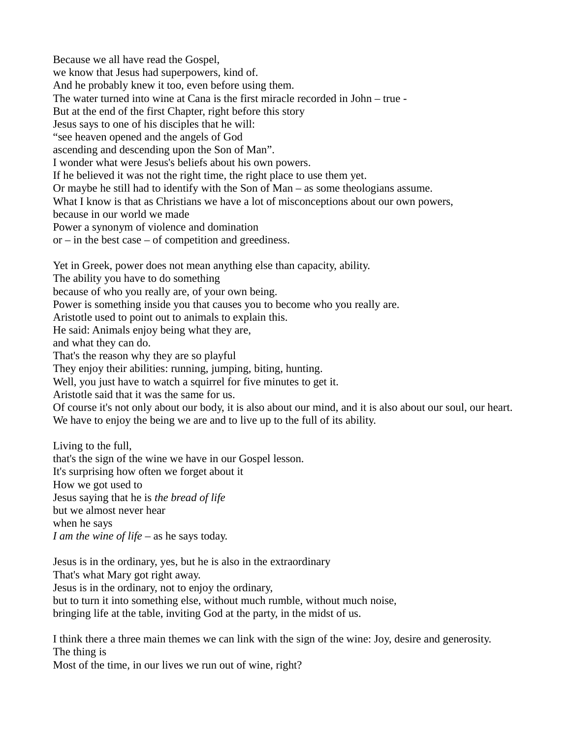Because we all have read the Gospel,
we know that Jesus had superpowers, kind of.
And he probably knew it too, even before using them.
The water turned into wine at Cana is the first miracle recorded in John – true -
But at the end of the first Chapter, right before this story
Jesus says to one of his disciples that he will:
"see heaven opened and the angels of God
ascending and descending upon the Son of Man".
I wonder what were Jesus's beliefs about his own powers.
If he believed it was not the right time, the right place to use them yet.
Or maybe he still had to identify with the Son of Man – as some theologians assume.
What I know is that as Christians we have a lot of misconceptions about our own powers,
because in our world we made
Power a synonym of violence and domination
or – in the best case – of competition and greediness.

Yet in Greek, power does not mean anything else than capacity, ability.
The ability you have to do something
because of who you really are, of your own being.
Power is something inside you that causes you to become who you really are.
Aristotle used to point out to animals to explain this.
He said: Animals enjoy being what they are,
and what they can do.
That's the reason why they are so playful
They enjoy their abilities: running, jumping, biting, hunting.
Well, you just have to watch a squirrel for five minutes to get it.
Aristotle said that it was the same for us.
Of course it's not only about our body, it is also about our mind, and it is also about our soul, our heart.
We have to enjoy the being we are and to live up to the full of its ability.

Living to the full,
that's the sign of the wine we have in our Gospel lesson.
It's surprising how often we forget about it
How we got used to
Jesus saying that he is *the bread of life*
but we almost never hear
when he says
*I am the wine of life* – as he says today.

Jesus is in the ordinary, yes, but he is also in the extraordinary
That's what Mary got right away.
Jesus is in the ordinary, not to enjoy the ordinary,
but to turn it into something else, without much rumble, without much noise,
bringing life at the table, inviting God at the party, in the midst of us.

I think there a three main themes we can link with the sign of the wine: Joy, desire and generosity.
The thing is
Most of the time, in our lives we run out of wine, right?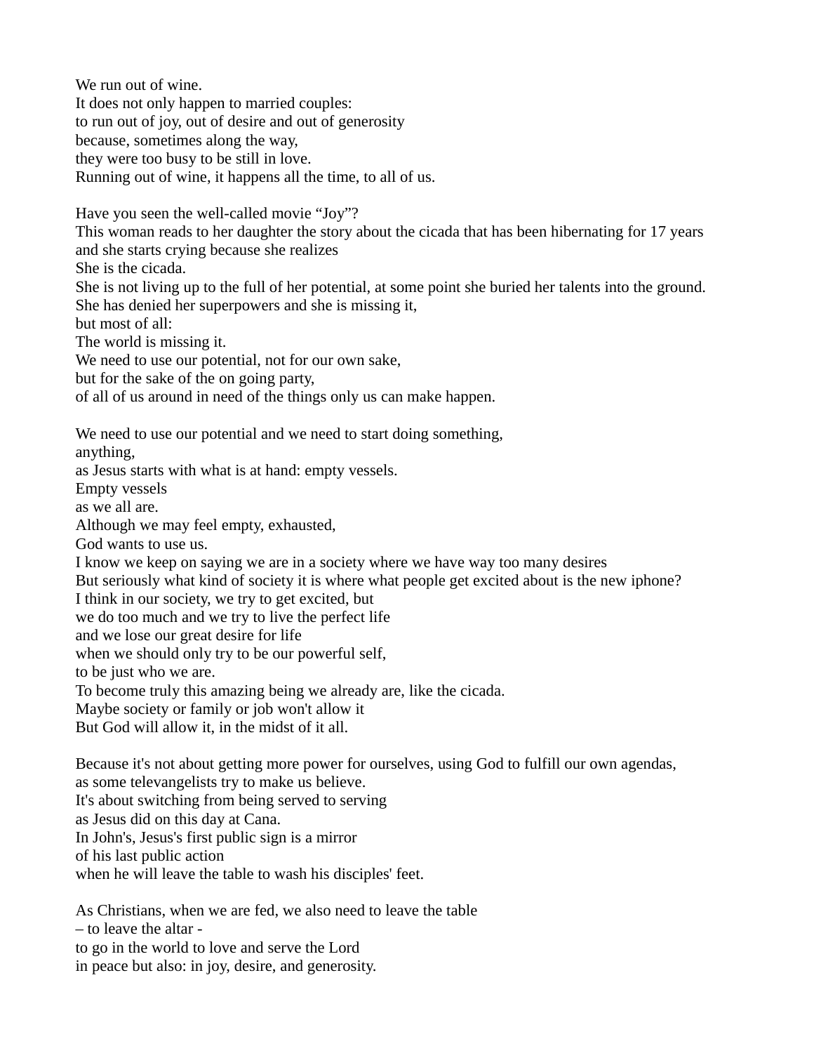We run out of wine.
It does not only happen to married couples:
to run out of joy, out of desire and out of generosity
because, sometimes along the way,
they were too busy to be still in love.
Running out of wine, it happens all the time, to all of us.

Have you seen the well-called movie “Joy”?
This woman reads to her daughter the story about the cicada that has been hibernating for 17 years
and she starts crying because she realizes
She is the cicada.
She is not living up to the full of her potential, at some point she buried her talents into the ground.
She has denied her superpowers and she is missing it,
but most of all:
The world is missing it.
We need to use our potential, not for our own sake,
but for the sake of the on going party,
of all of us around in need of the things only us can make happen.

We need to use our potential and we need to start doing something,
anything,
as Jesus starts with what is at hand: empty vessels.
Empty vessels
as we all are.
Although we may feel empty, exhausted,
God wants to use us.
I know we keep on saying we are in a society where we have way too many desires
But seriously what kind of society it is where what people get excited about is the new iphone?
I think in our society, we try to get excited, but
we do too much and we try to live the perfect life
and we lose our great desire for life
when we should only try to be our powerful self,
to be just who we are.
To become truly this amazing being we already are, like the cicada.
Maybe society or family or job won't allow it
But God will allow it, in the midst of it all.

Because it's not about getting more power for ourselves, using God to fulfill our own agendas,
as some televangelists try to make us believe.
It's about switching from being served to serving
as Jesus did on this day at Cana.
In John's, Jesus's first public sign is a mirror
of his last public action
when he will leave the table to wash his disciples' feet.

As Christians, when we are fed, we also need to leave the table
– to leave the altar -
to go in the world to love and serve the Lord
in peace but also: in joy, desire, and generosity.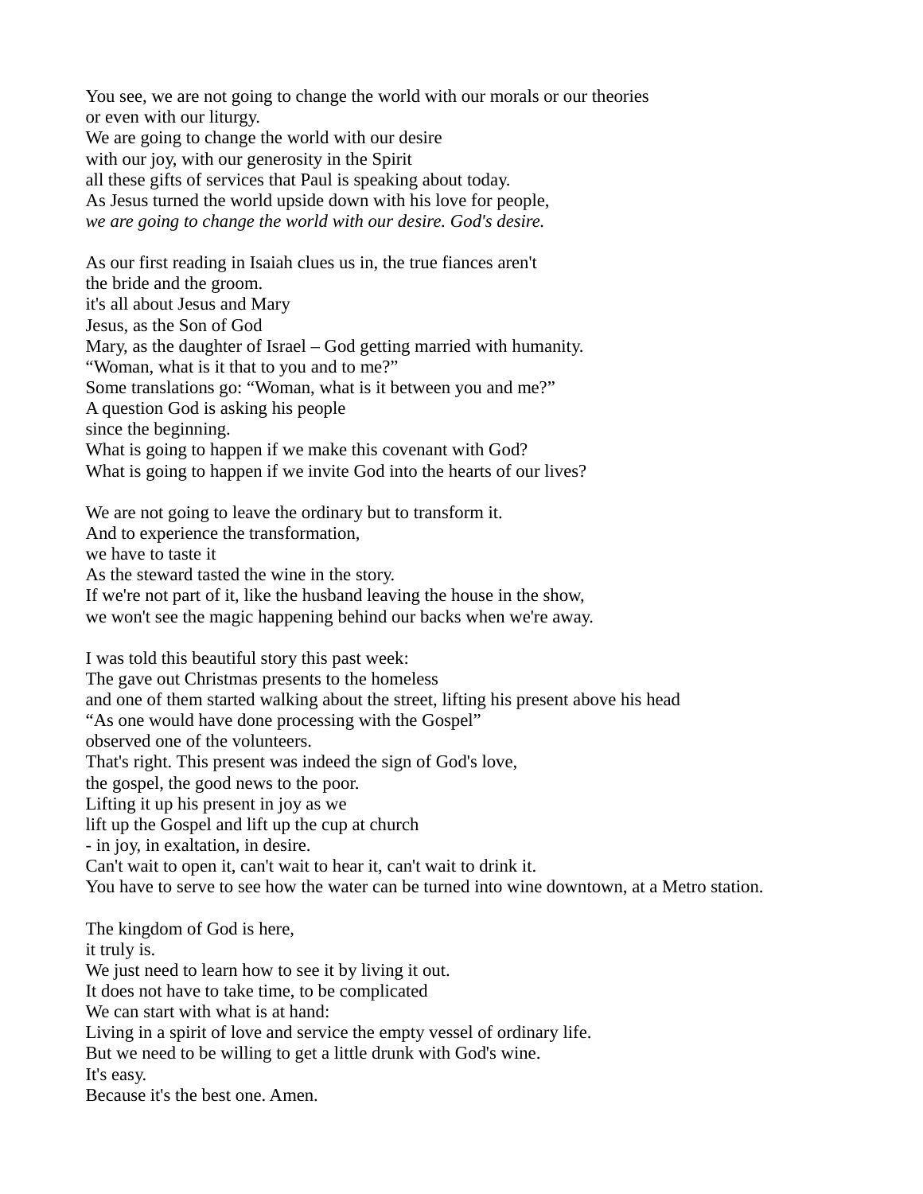You see, we are not going to change the world with our morals or our theories
or even with our liturgy.
We are going to change the world with our desire
with our joy, with our generosity in the Spirit
all these gifts of services that Paul is speaking about today.
As Jesus turned the world upside down with his love for people,
*we are going to change the world with our desire. God's desire.*

As our first reading in Isaiah clues us in, the true fiances aren't
the bride and the groom.
it's all about Jesus and Mary
Jesus, as the Son of God
Mary, as the daughter of Israel – God getting married with humanity.
“Woman, what is it that to you and to me?”
Some translations go: “Woman, what is it between you and me?”
A question God is asking his people
since the beginning.
What is going to happen if we make this covenant with God?
What is going to happen if we invite God into the hearts of our lives?

We are not going to leave the ordinary but to transform it.
And to experience the transformation,
we have to taste it
As the steward tasted the wine in the story.
If we're not part of it, like the husband leaving the house in the show,
we won't see the magic happening behind our backs when we're away.

I was told this beautiful story this past week:
The gave out Christmas presents to the homeless
and one of them started walking about the street, lifting his present above his head
“As one would have done processing with the Gospel”
observed one of the volunteers.
That's right. This present was indeed the sign of God's love,
the gospel, the good news to the poor.
Lifting it up his present in joy as we
lift up the Gospel and lift up the cup at church
- in joy, in exaltation, in desire.
Can't wait to open it, can't wait to hear it, can't wait to drink it.
You have to serve to see how the water can be turned into wine downtown, at a Metro station.

The kingdom of God is here,
it truly is.
We just need to learn how to see it by living it out.
It does not have to take time, to be complicated
We can start with what is at hand:
Living in a spirit of love and service the empty vessel of ordinary life.
But we need to be willing to get a little drunk with God's wine.
It's easy.
Because it's the best one. Amen.